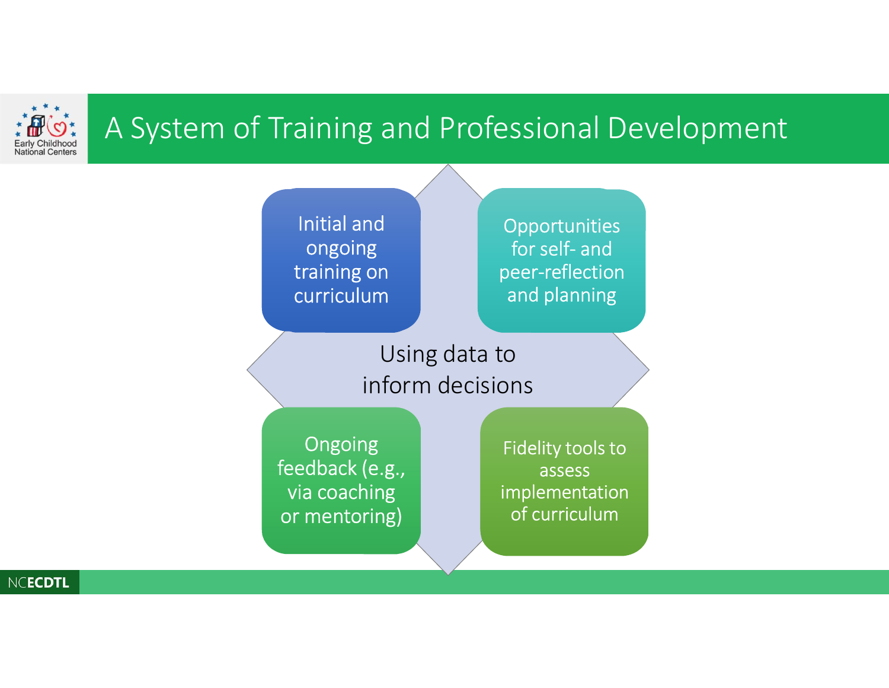# A System of Training and Professional Development

- Initial and ongoing training on curriculum
- Opportunities for self- and peer-reflection and planning
- Using data to inform decisions
- Ongoing feedback (e.g., via coaching or mentoring)
- Fidelity tools to assess implementation of curriculum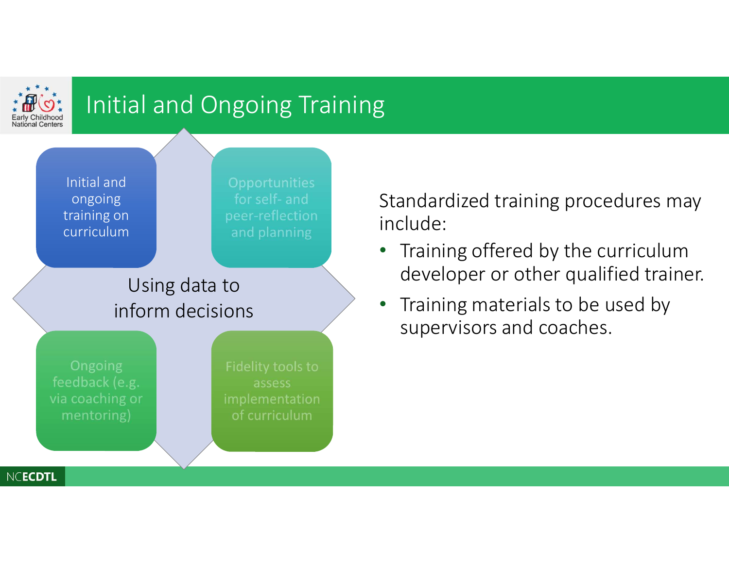# Initial and Ongoing Training

Initial and ongoing training on curriculum

Opportunities for self- and peer-reflection and planning

Using data to inform decisions

Ongoing feedback (e.g. via coaching or mentoring)

Fidelity tools to assess implementation of curriculum

Standardized training procedures may include:

- Training offered by the curriculum developer or other qualified trainer.
- Training materials to be used by supervisors and coaches.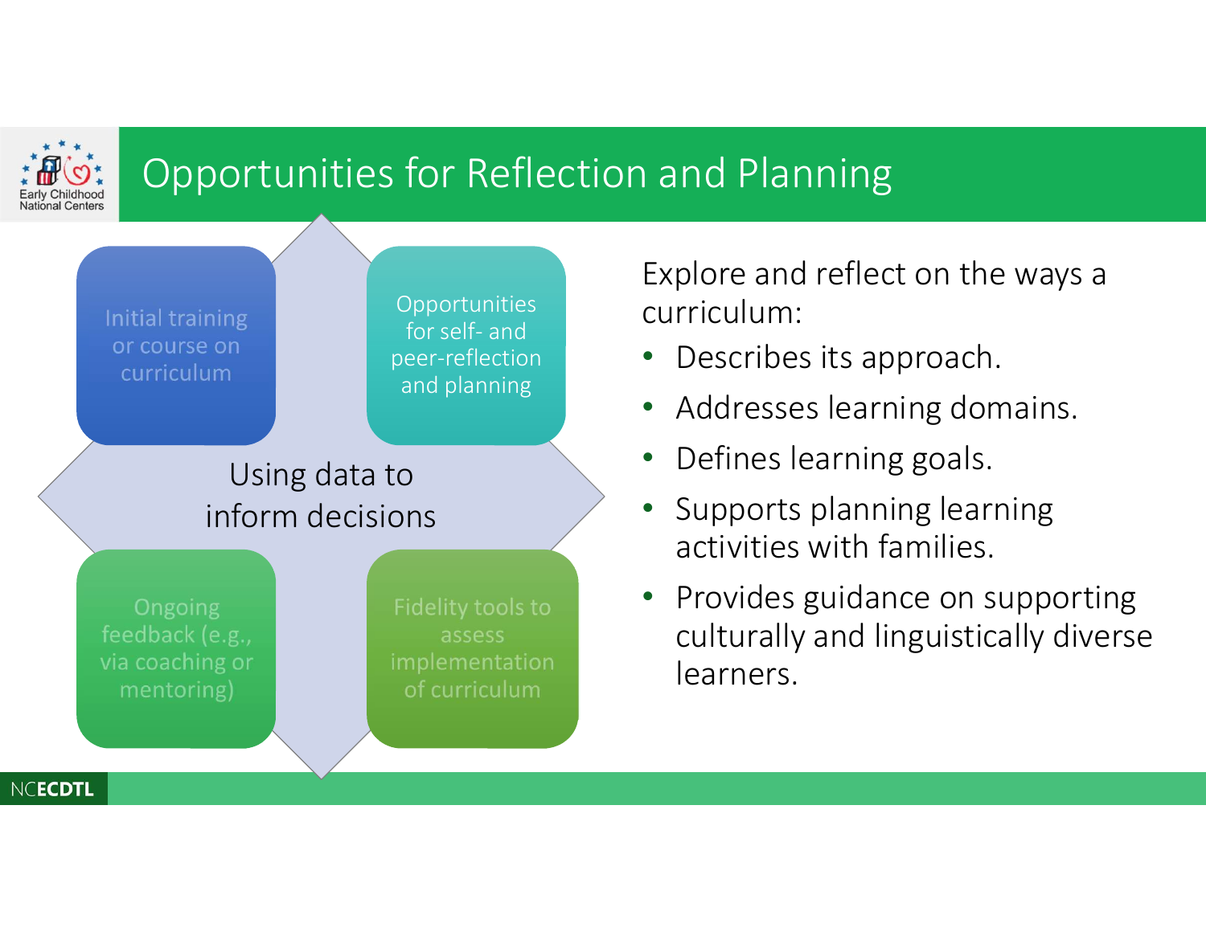# Opportunities for Reflection and Planning

Initial training or course on curriculum

Opportunities for self- and peer-reflection and planning

Using data to inform decisions

Ongoing feedback (e.g., via coaching or mentoring)

Fidelity tools to assess implementation of curriculum

Explore and reflect on the ways a curriculum:

- Describes its approach.
- Addresses learning domains.
- Defines learning goals.
- Supports planning learning activities with families.
- Provides guidance on supporting culturally and linguistically diverse learners.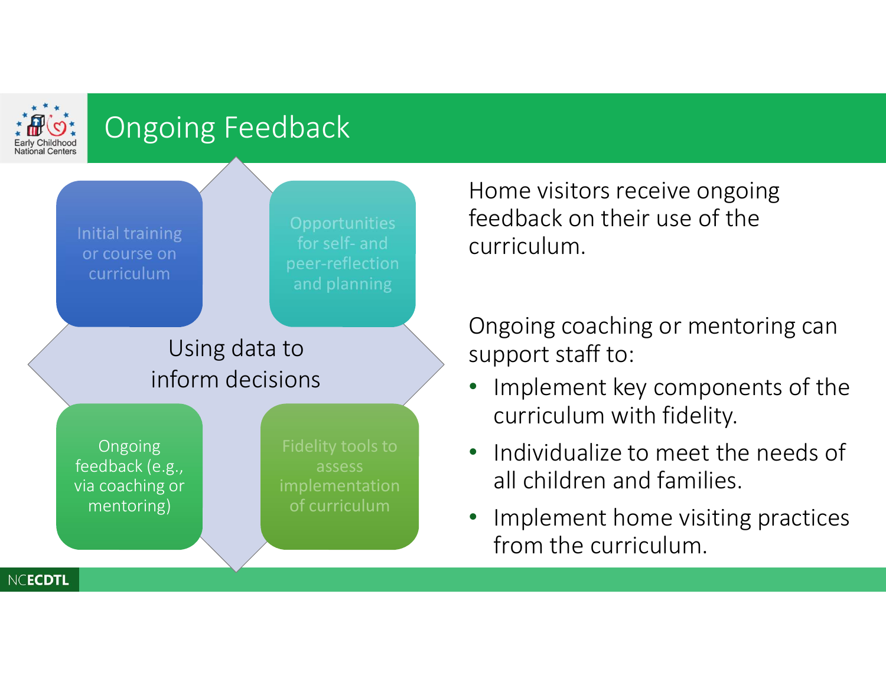# Ongoing Feedback

Initial training or course on curriculum

Opportunities for self- and peer-reflection and planning

Using data to inform decisions

Ongoing feedback (e.g., via coaching or mentoring)

Fidelity tools to assess implementation of curriculum

Home visitors receive ongoing feedback on their use of the curriculum.

Ongoing coaching or mentoring can support staff to:

- Implement key components of the curriculum with fidelity.
- Individualize to meet the needs of all children and families.
- Implement home visiting practices from the curriculum.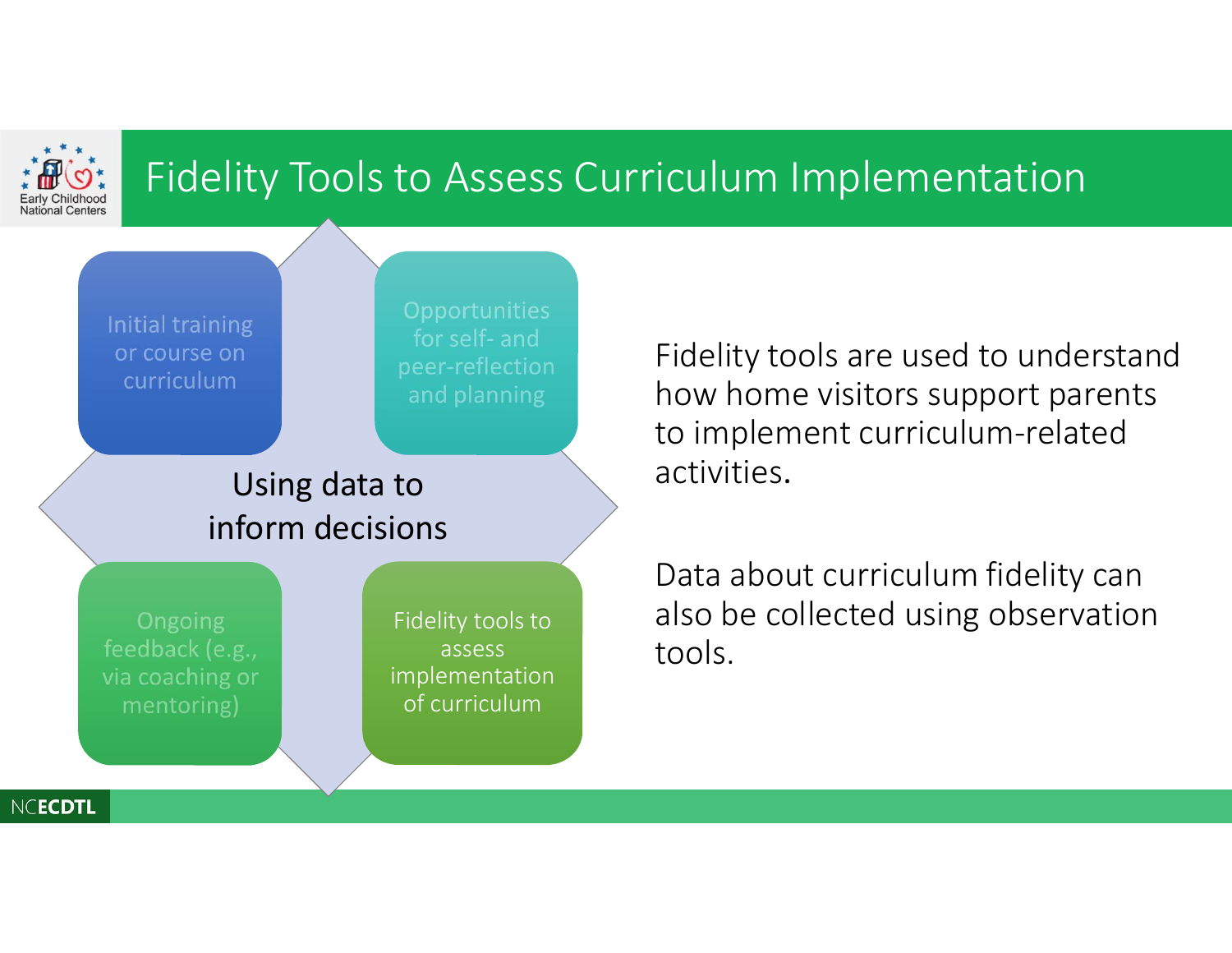# Fidelity Tools to Assess Curriculum Implementation

Initial training or course on curriculum

Opportunities for self- and peer-reflection and planning

Using data to inform decisions

Ongoing feedback (e.g., via coaching or mentoring)

Fidelity tools to assess implementation of curriculum

Fidelity tools are used to understand how home visitors support parents to implement curriculum-related activities.

Data about curriculum fidelity can also be collected using observation tools.